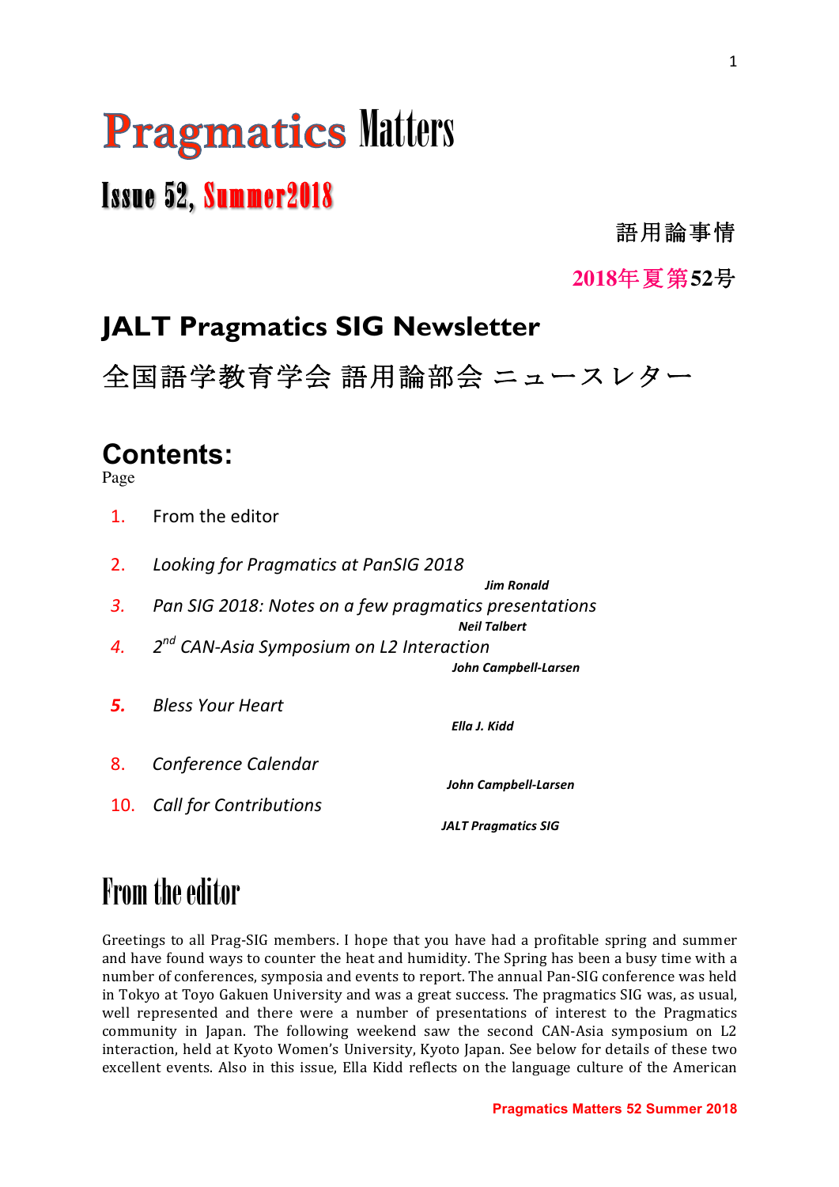# Pragmatics Matters

## Issue 52, Summer2018

語用論事情

2018年夏第52号

## JALT Pragmatics SIG Newsletter

全国語学教育学会 語用論部会 ニュースレター

## Contents:

Page

1. From the editor

2. *Looking for Pragmatics at PanSIG 2018*
   ***Jim Ronald***

3. *Pan SIG 2018: Notes on a few pragmatics presentations*
   ***Neil Talbert***

4. *2nd CAN-Asia Symposium on L2 Interaction*
   ***John Campbell-Larsen***

5. *Bless Your Heart*
   ***Ella J. Kidd***

8. *Conference Calendar*
   ***John Campbell-Larsen***

10. *Call for Contributions*
    ***JALT Pragmatics SIG***

# From the editor

Greetings to all Prag-SIG members. I hope that you have had a profitable spring and summer and have found ways to counter the heat and humidity. The Spring has been a busy time with a number of conferences, symposia and events to report. The annual Pan-SIG conference was held in Tokyo at Toyo Gakuen University and was a great success. The pragmatics SIG was, as usual, well represented and there were a number of presentations of interest to the Pragmatics community in Japan. The following weekend saw the second CAN-Asia symposium on L2 interaction, held at Kyoto Women's University, Kyoto Japan. See below for details of these two excellent events. Also in this issue, Ella Kidd reflects on the language culture of the American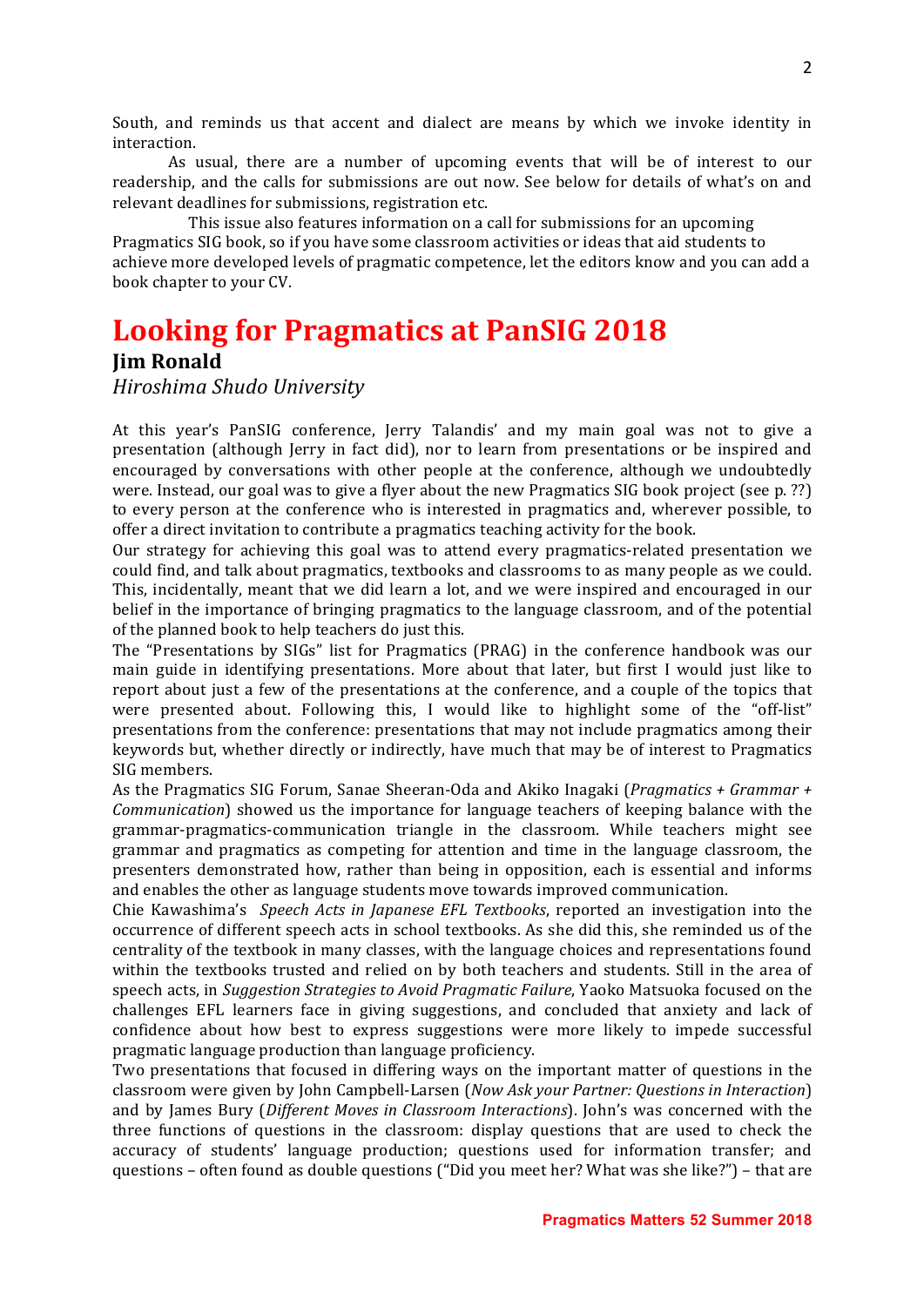South, and reminds us that accent and dialect are means by which we invoke identity in interaction.

As usual, there are a number of upcoming events that will be of interest to our readership, and the calls for submissions are out now. See below for details of what's on and relevant deadlines for submissions, registration etc.

This issue also features information on a call for submissions for an upcoming Pragmatics SIG book, so if you have some classroom activities or ideas that aid students to achieve more developed levels of pragmatic competence, let the editors know and you can add a book chapter to your CV.

# Looking for Pragmatics at PanSIG 2018

**Jim Ronald**

*Hiroshima Shudo University*

At this year's PanSIG conference, Jerry Talandis' and my main goal was not to give a presentation (although Jerry in fact did), nor to learn from presentations or be inspired and encouraged by conversations with other people at the conference, although we undoubtedly were. Instead, our goal was to give a flyer about the new Pragmatics SIG book project (see p. ??) to every person at the conference who is interested in pragmatics and, wherever possible, to offer a direct invitation to contribute a pragmatics teaching activity for the book.

Our strategy for achieving this goal was to attend every pragmatics-related presentation we could find, and talk about pragmatics, textbooks and classrooms to as many people as we could. This, incidentally, meant that we did learn a lot, and we were inspired and encouraged in our belief in the importance of bringing pragmatics to the language classroom, and of the potential of the planned book to help teachers do just this.

The "Presentations by SIGs" list for Pragmatics (PRAG) in the conference handbook was our main guide in identifying presentations. More about that later, but first I would just like to report about just a few of the presentations at the conference, and a couple of the topics that were presented about. Following this, I would like to highlight some of the "off-list" presentations from the conference: presentations that may not include pragmatics among their keywords but, whether directly or indirectly, have much that may be of interest to Pragmatics SIG members.

As the Pragmatics SIG Forum, Sanae Sheeran-Oda and Akiko Inagaki (*Pragmatics + Grammar + Communication*) showed us the importance for language teachers of keeping balance with the grammar-pragmatics-communication triangle in the classroom. While teachers might see grammar and pragmatics as competing for attention and time in the language classroom, the presenters demonstrated how, rather than being in opposition, each is essential and informs and enables the other as language students move towards improved communication.

Chie Kawashima's *Speech Acts in Japanese EFL Textbooks*, reported an investigation into the occurrence of different speech acts in school textbooks. As she did this, she reminded us of the centrality of the textbook in many classes, with the language choices and representations found within the textbooks trusted and relied on by both teachers and students. Still in the area of speech acts, in *Suggestion Strategies to Avoid Pragmatic Failure*, Yaoko Matsuoka focused on the challenges EFL learners face in giving suggestions, and concluded that anxiety and lack of confidence about how best to express suggestions were more likely to impede successful pragmatic language production than language proficiency.

Two presentations that focused in differing ways on the important matter of questions in the classroom were given by John Campbell-Larsen (*Now Ask your Partner: Questions in Interaction*) and by James Bury (*Different Moves in Classroom Interactions*). John's was concerned with the three functions of questions in the classroom: display questions that are used to check the accuracy of students' language production; questions used for information transfer; and questions – often found as double questions ("Did you meet her? What was she like?") – that are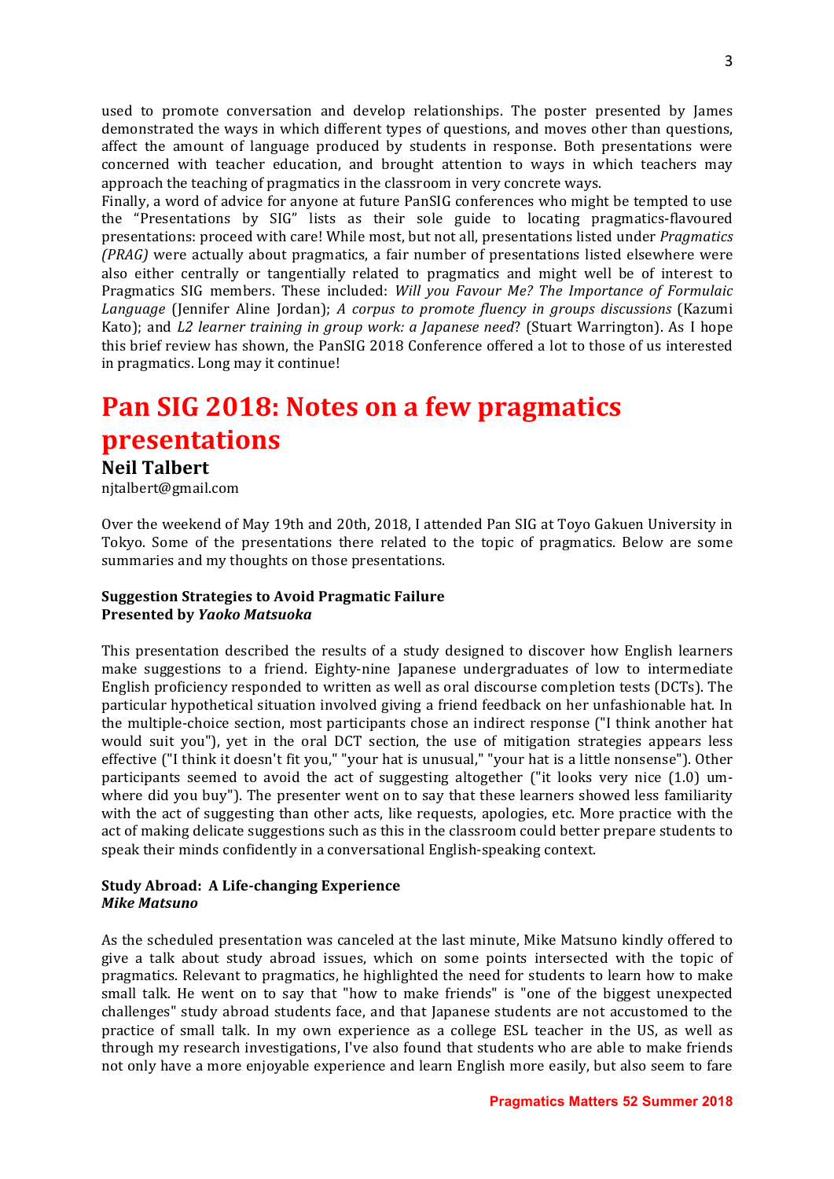used to promote conversation and develop relationships. The poster presented by James demonstrated the ways in which different types of questions, and moves other than questions, affect the amount of language produced by students in response. Both presentations were concerned with teacher education, and brought attention to ways in which teachers may approach the teaching of pragmatics in the classroom in very concrete ways.

Finally, a word of advice for anyone at future PanSIG conferences who might be tempted to use the "Presentations by SIG" lists as their sole guide to locating pragmatics-flavoured presentations: proceed with care! While most, but not all, presentations listed under *Pragmatics (PRAG)* were actually about pragmatics, a fair number of presentations listed elsewhere were also either centrally or tangentially related to pragmatics and might well be of interest to Pragmatics SIG members. These included: *Will you Favour Me? The Importance of Formulaic Language* (Jennifer Aline Jordan); *A corpus to promote fluency in groups discussions* (Kazumi Kato); and *L2 learner training in group work: a Japanese need*? (Stuart Warrington). As I hope this brief review has shown, the PanSIG 2018 Conference offered a lot to those of us interested in pragmatics. Long may it continue!

# Pan SIG 2018: Notes on a few pragmatics presentations

**Neil Talbert**

njtalbert@gmail.com

Over the weekend of May 19th and 20th, 2018, I attended Pan SIG at Toyo Gakuen University in Tokyo. Some of the presentations there related to the topic of pragmatics. Below are some summaries and my thoughts on those presentations.

**Suggestion Strategies to Avoid Pragmatic Failure**
**Presented by *Yaoko Matsuoka***

This presentation described the results of a study designed to discover how English learners make suggestions to a friend. Eighty-nine Japanese undergraduates of low to intermediate English proficiency responded to written as well as oral discourse completion tests (DCTs). The particular hypothetical situation involved giving a friend feedback on her unfashionable hat. In the multiple-choice section, most participants chose an indirect response ("I think another hat would suit you"), yet in the oral DCT section, the use of mitigation strategies appears less effective ("I think it doesn't fit you," "your hat is unusual," "your hat is a little nonsense"). Other participants seemed to avoid the act of suggesting altogether ("it looks very nice (1.0) um- where did you buy"). The presenter went on to say that these learners showed less familiarity with the act of suggesting than other acts, like requests, apologies, etc. More practice with the act of making delicate suggestions such as this in the classroom could better prepare students to speak their minds confidently in a conversational English-speaking context.

**Study Abroad: A Life-changing Experience**
***Mike Matsuno***

As the scheduled presentation was canceled at the last minute, Mike Matsuno kindly offered to give a talk about study abroad issues, which on some points intersected with the topic of pragmatics. Relevant to pragmatics, he highlighted the need for students to learn how to make small talk. He went on to say that "how to make friends" is "one of the biggest unexpected challenges" study abroad students face, and that Japanese students are not accustomed to the practice of small talk. In my own experience as a college ESL teacher in the US, as well as through my research investigations, I've also found that students who are able to make friends not only have a more enjoyable experience and learn English more easily, but also seem to fare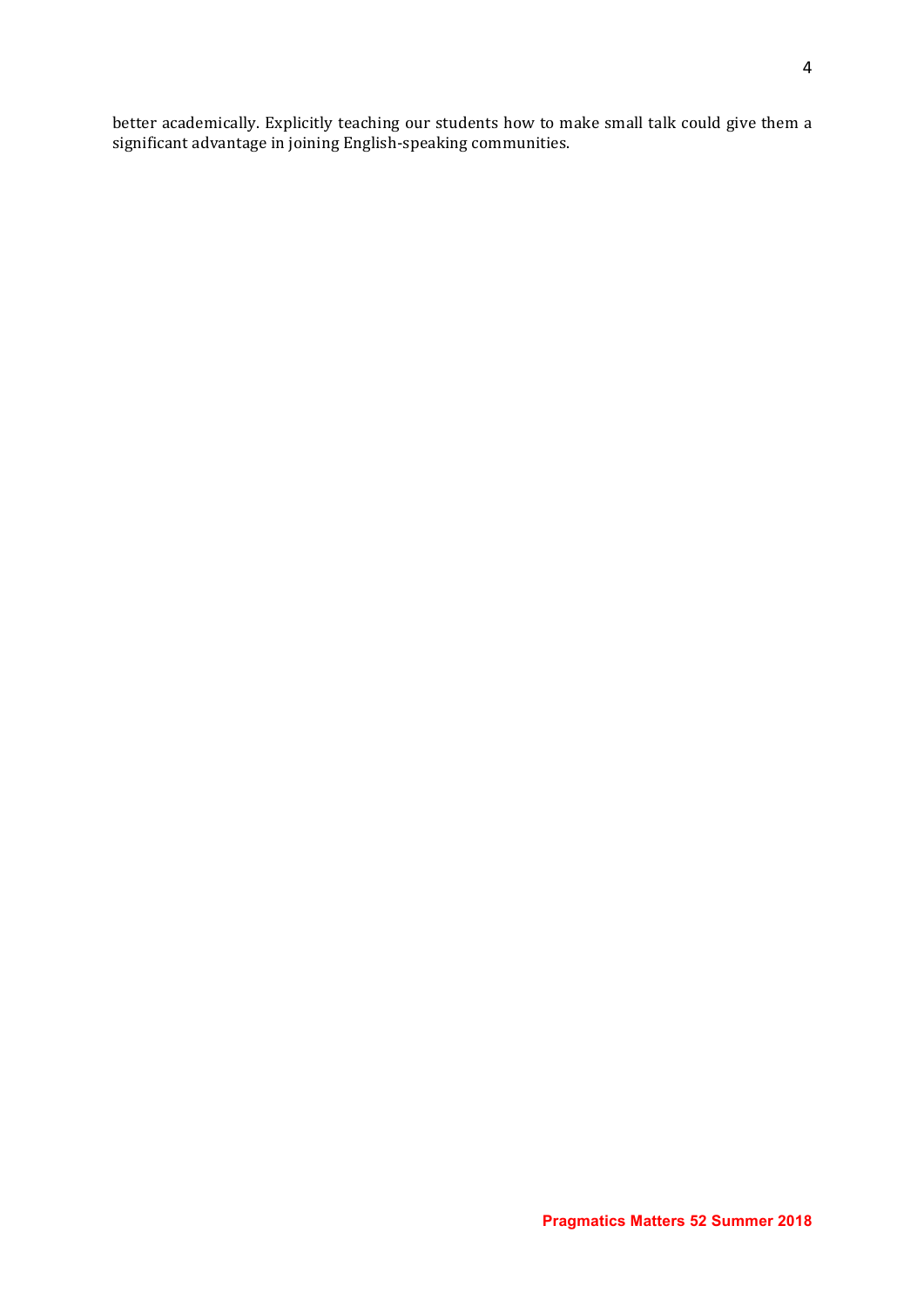better academically. Explicitly teaching our students how to make small talk could give them a significant advantage in joining English-speaking communities.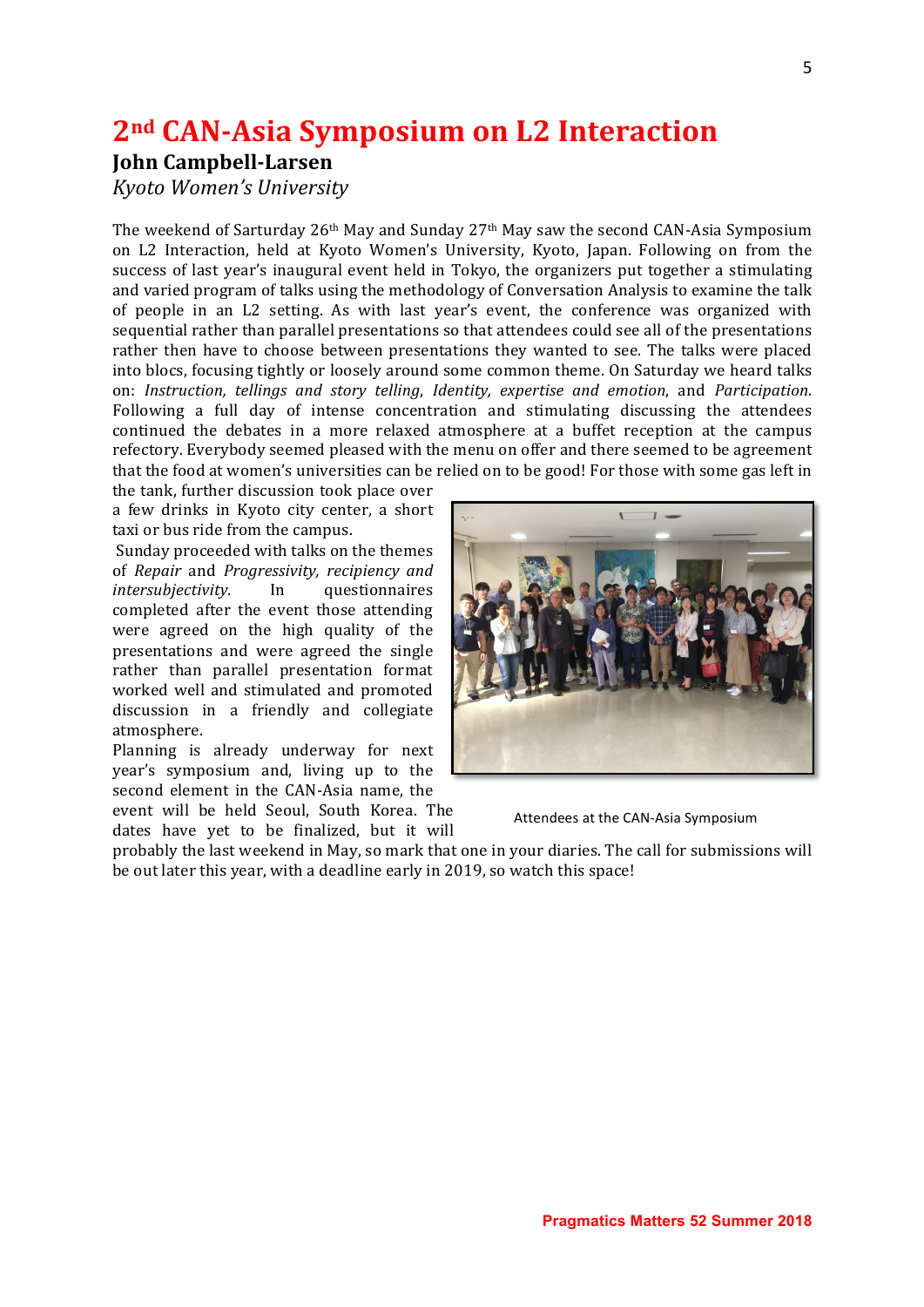# 2nd CAN-Asia Symposium on L2 Interaction

**John Campbell-Larsen**

*Kyoto Women's University*

The weekend of Sarturday 26th May and Sunday 27th May saw the second CAN-Asia Symposium on L2 Interaction, held at Kyoto Women's University, Kyoto, Japan. Following on from the success of last year's inaugural event held in Tokyo, the organizers put together a stimulating and varied program of talks using the methodology of Conversation Analysis to examine the talk of people in an L2 setting. As with last year's event, the conference was organized with sequential rather than parallel presentations so that attendees could see all of the presentations rather then have to choose between presentations they wanted to see. The talks were placed into blocs, focusing tightly or loosely around some common theme. On Saturday we heard talks on: *Instruction, tellings and story telling*, *Identity, expertise and emotion*, and *Participation*. Following a full day of intense concentration and stimulating discussing the attendees continued the debates in a more relaxed atmosphere at a buffet reception at the campus refectory. Everybody seemed pleased with the menu on offer and there seemed to be agreement that the food at women's universities can be relied on to be good! For those with some gas left in the tank, further discussion took place over a few drinks in Kyoto city center, a short taxi or bus ride from the campus.

Sunday proceeded with talks on the themes of *Repair* and *Progressivity, recipiency and intersubjectivity*. In questionnaires completed after the event those attending were agreed on the high quality of the presentations and were agreed the single rather than parallel presentation format worked well and stimulated and promoted discussion in a friendly and collegiate atmosphere.

Planning is already underway for next year's symposium and, living up to the second element in the CAN-Asia name, the event will be held Seoul, South Korea. The dates have yet to be finalized, but it will probably the last weekend in May, so mark that one in your diaries. The call for submissions will be out later this year, with a deadline early in 2019, so watch this space!

Attendees at the CAN-Asia Symposium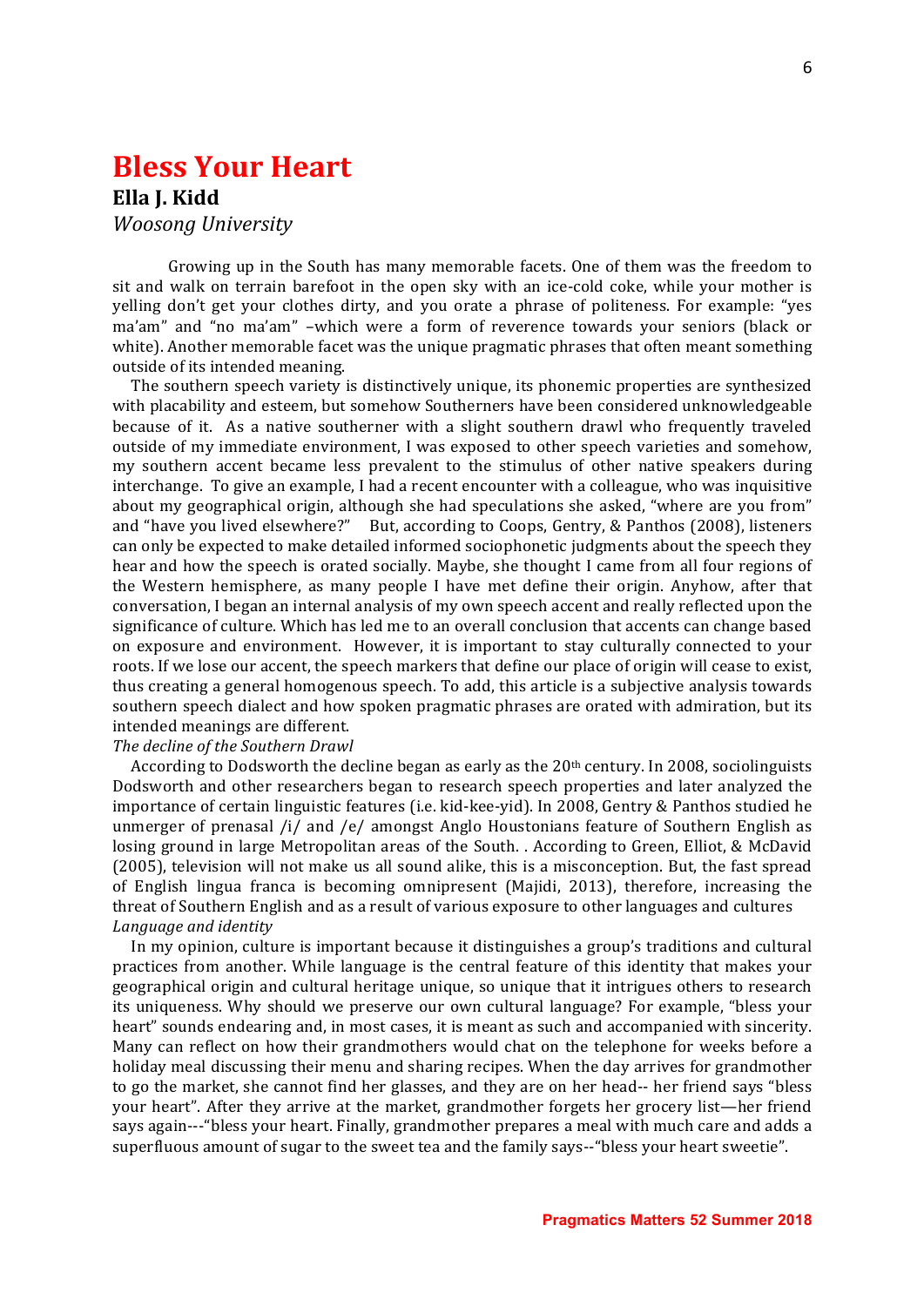# Bless Your Heart

**Ella J. Kidd**

*Woosong University*

Growing up in the South has many memorable facets. One of them was the freedom to sit and walk on terrain barefoot in the open sky with an ice-cold coke, while your mother is yelling don't get your clothes dirty, and you orate a phrase of politeness. For example: "yes ma'am" and "no ma'am" –which were a form of reverence towards your seniors (black or white). Another memorable facet was the unique pragmatic phrases that often meant something outside of its intended meaning.

The southern speech variety is distinctively unique, its phonemic properties are synthesized with placability and esteem, but somehow Southerners have been considered unknowledgeable because of it. As a native southerner with a slight southern drawl who frequently traveled outside of my immediate environment, I was exposed to other speech varieties and somehow, my southern accent became less prevalent to the stimulus of other native speakers during interchange. To give an example, I had a recent encounter with a colleague, who was inquisitive about my geographical origin, although she had speculations she asked, "where are you from" and "have you lived elsewhere?" But, according to Coops, Gentry, & Panthos (2008), listeners can only be expected to make detailed informed sociophonetic judgments about the speech they hear and how the speech is orated socially. Maybe, she thought I came from all four regions of the Western hemisphere, as many people I have met define their origin. Anyhow, after that conversation, I began an internal analysis of my own speech accent and really reflected upon the significance of culture. Which has led me to an overall conclusion that accents can change based on exposure and environment. However, it is important to stay culturally connected to your roots. If we lose our accent, the speech markers that define our place of origin will cease to exist, thus creating a general homogenous speech. To add, this article is a subjective analysis towards southern speech dialect and how spoken pragmatic phrases are orated with admiration, but its intended meanings are different.

*The decline of the Southern Drawl*

According to Dodsworth the decline began as early as the 20th century. In 2008, sociolinguists Dodsworth and other researchers began to research speech properties and later analyzed the importance of certain linguistic features (i.e. kid-kee-yid). In 2008, Gentry & Panthos studied he unmerger of prenasal /i/ and /e/ amongst Anglo Houstonians feature of Southern English as losing ground in large Metropolitan areas of the South. . According to Green, Elliot, & McDavid (2005), television will not make us all sound alike, this is a misconception. But, the fast spread of English lingua franca is becoming omnipresent (Majidi, 2013), therefore, increasing the threat of Southern English and as a result of various exposure to other languages and cultures

*Language and identity*

In my opinion, culture is important because it distinguishes a group's traditions and cultural practices from another. While language is the central feature of this identity that makes your geographical origin and cultural heritage unique, so unique that it intrigues others to research its uniqueness. Why should we preserve our own cultural language? For example, "bless your heart" sounds endearing and, in most cases, it is meant as such and accompanied with sincerity. Many can reflect on how their grandmothers would chat on the telephone for weeks before a holiday meal discussing their menu and sharing recipes. When the day arrives for grandmother to go the market, she cannot find her glasses, and they are on her head-- her friend says "bless your heart". After they arrive at the market, grandmother forgets her grocery list—her friend says again---"bless your heart. Finally, grandmother prepares a meal with much care and adds a superfluous amount of sugar to the sweet tea and the family says--"bless your heart sweetie".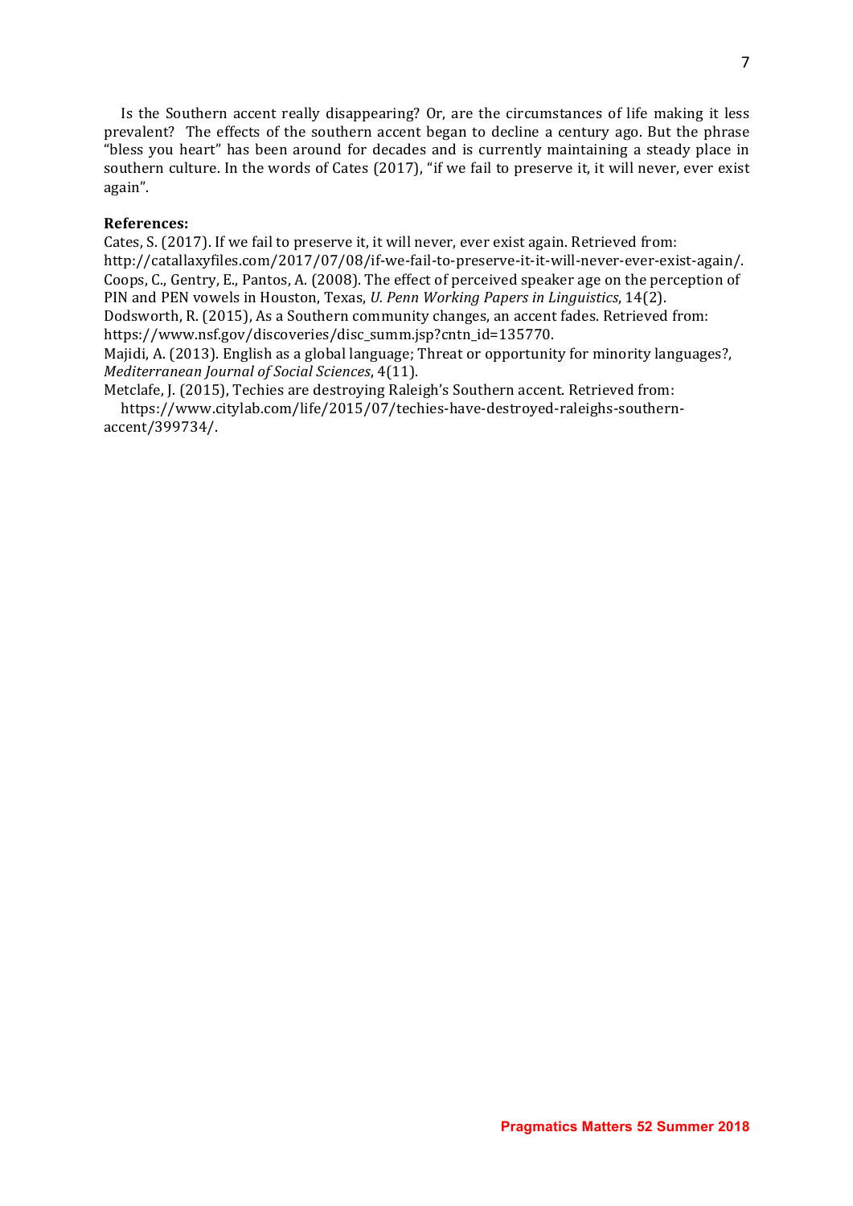Is the Southern accent really disappearing? Or, are the circumstances of life making it less prevalent? The effects of the southern accent began to decline a century ago. But the phrase "bless you heart" has been around for decades and is currently maintaining a steady place in southern culture. In the words of Cates (2017), "if we fail to preserve it, it will never, ever exist again".

**References:**

Cates, S. (2017). If we fail to preserve it, it will never, ever exist again. Retrieved from: http://catallaxyfiles.com/2017/07/08/if-we-fail-to-preserve-it-it-will-never-ever-exist-again/.

Coops, C., Gentry, E., Pantos, A. (2008). The effect of perceived speaker age on the perception of PIN and PEN vowels in Houston, Texas, *U. Penn Working Papers in Linguistics*, 14(2).

Dodsworth, R. (2015), As a Southern community changes, an accent fades. Retrieved from: https://www.nsf.gov/discoveries/disc_summ.jsp?cntn_id=135770.

Majidi, A. (2013). English as a global language; Threat or opportunity for minority languages?, *Mediterranean Journal of Social Sciences*, 4(11).

Metclafe, J. (2015), Techies are destroying Raleigh's Southern accent. Retrieved from: https://www.citylab.com/life/2015/07/techies-have-destroyed-raleighs-southern-accent/399734/.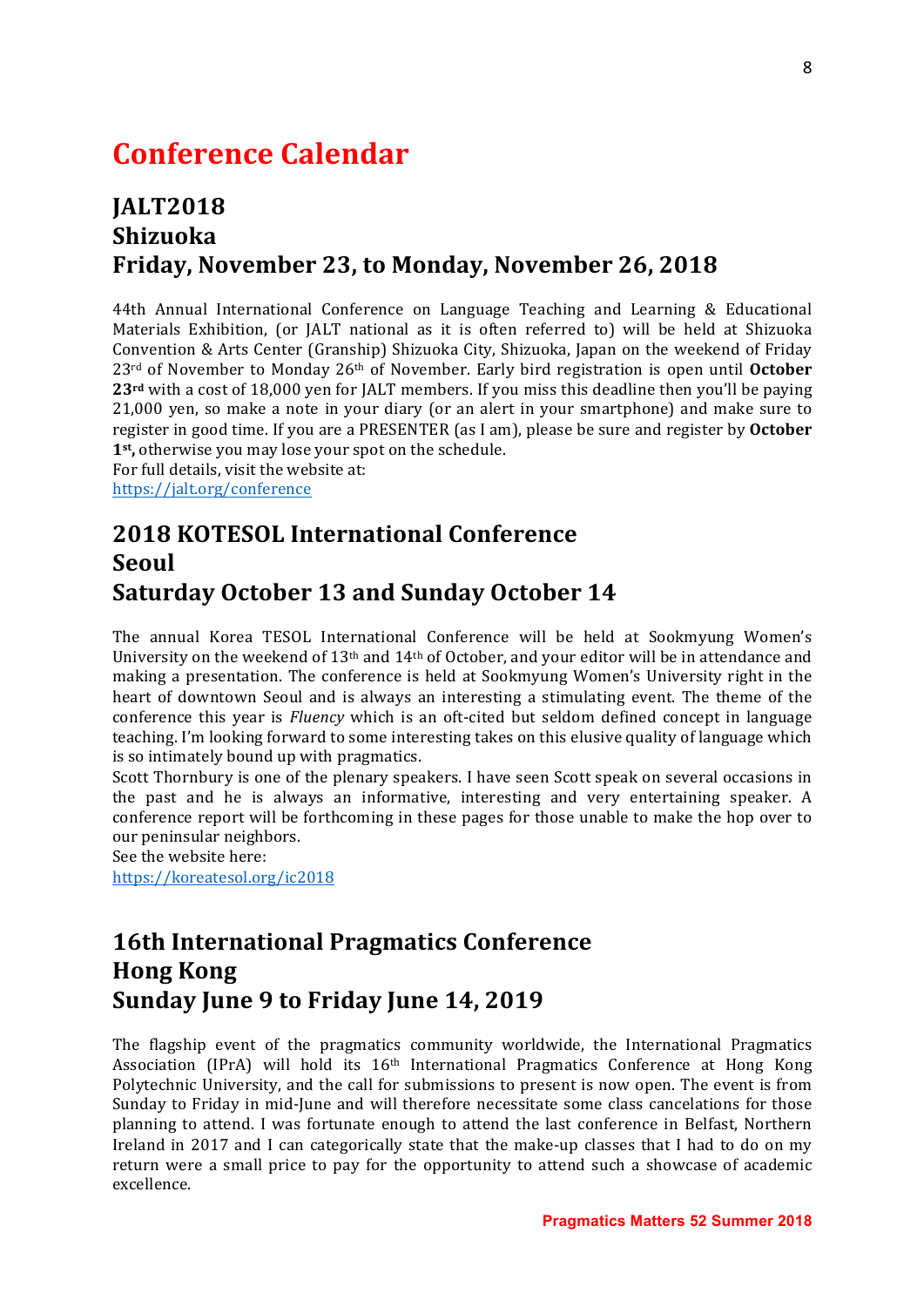# Conference Calendar

## JALT2018
## Shizuoka
## Friday, November 23, to Monday, November 26, 2018

44th Annual International Conference on Language Teaching and Learning & Educational Materials Exhibition, (or JALT national as it is often referred to) will be held at Shizuoka Convention & Arts Center (Granship) Shizuoka City, Shizuoka, Japan on the weekend of Friday 23rd of November to Monday 26th of November. Early bird registration is open until **October 23rd** with a cost of 18,000 yen for JALT members. If you miss this deadline then you'll be paying 21,000 yen, so make a note in your diary (or an alert in your smartphone) and make sure to register in good time. If you are a PRESENTER (as I am), please be sure and register by **October 1st,** otherwise you may lose your spot on the schedule.
For full details, visit the website at:
[https://jalt.org/conference](https://jalt.org/conference)

## 2018 KOTESOL International Conference
## Seoul
## Saturday October 13 and Sunday October 14

The annual Korea TESOL International Conference will be held at Sookmyung Women's University on the weekend of 13th and 14th of October, and your editor will be in attendance and making a presentation. The conference is held at Sookmyung Women's University right in the heart of downtown Seoul and is always an interesting a stimulating event. The theme of the conference this year is *Fluency* which is an oft-cited but seldom defined concept in language teaching. I'm looking forward to some interesting takes on this elusive quality of language which is so intimately bound up with pragmatics.
Scott Thornbury is one of the plenary speakers. I have seen Scott speak on several occasions in the past and he is always an informative, interesting and very entertaining speaker. A conference report will be forthcoming in these pages for those unable to make the hop over to our peninsular neighbors.
See the website here:
[https://koreatesol.org/ic2018](https://koreatesol.org/ic2018)

## 16th International Pragmatics Conference
## Hong Kong
## Sunday June 9 to Friday June 14, 2019

The flagship event of the pragmatics community worldwide, the International Pragmatics Association (IPrA) will hold its 16th International Pragmatics Conference at Hong Kong Polytechnic University, and the call for submissions to present is now open. The event is from Sunday to Friday in mid-June and will therefore necessitate some class cancelations for those planning to attend. I was fortunate enough to attend the last conference in Belfast, Northern Ireland in 2017 and I can categorically state that the make-up classes that I had to do on my return were a small price to pay for the opportunity to attend such a showcase of academic excellence.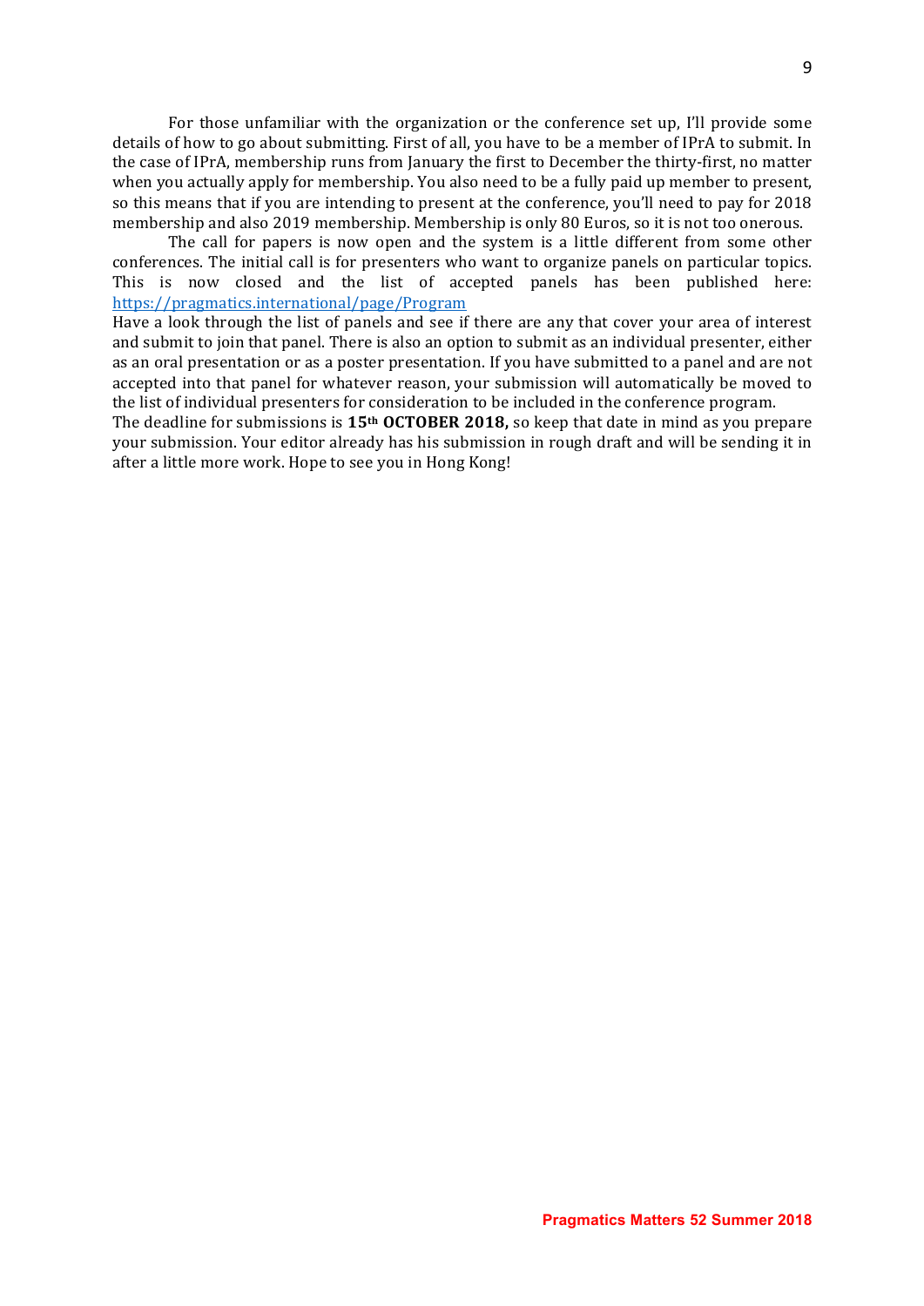For those unfamiliar with the organization or the conference set up, I'll provide some details of how to go about submitting. First of all, you have to be a member of IPrA to submit. In the case of IPrA, membership runs from January the first to December the thirty-first, no matter when you actually apply for membership. You also need to be a fully paid up member to present, so this means that if you are intending to present at the conference, you'll need to pay for 2018 membership and also 2019 membership. Membership is only 80 Euros, so it is not too onerous.

The call for papers is now open and the system is a little different from some other conferences. The initial call is for presenters who want to organize panels on particular topics. This is now closed and the list of accepted panels has been published here: [https://pragmatics.international/page/Program](https://pragmatics.international/page/Program)

Have a look through the list of panels and see if there are any that cover your area of interest and submit to join that panel. There is also an option to submit as an individual presenter, either as an oral presentation or as a poster presentation. If you have submitted to a panel and are not accepted into that panel for whatever reason, your submission will automatically be moved to the list of individual presenters for consideration to be included in the conference program.

The deadline for submissions is **15th OCTOBER 2018,** so keep that date in mind as you prepare your submission. Your editor already has his submission in rough draft and will be sending it in after a little more work. Hope to see you in Hong Kong!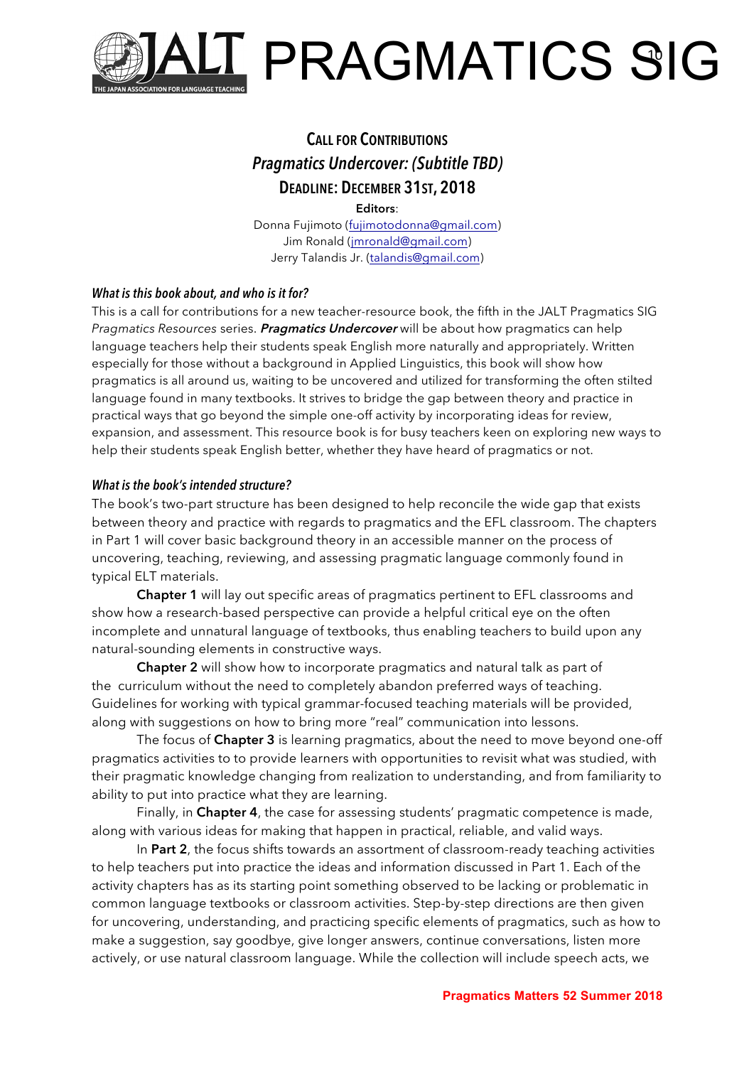## Call for Contributions

## *Pragmatics Undercover: (Subtitle TBD)*

## Deadline: December 31st, 2018

**Editors**:
Donna Fujimoto (fujimotodonna@gmail.com)
Jim Ronald (jmronald@gmail.com)
Jerry Talandis Jr. (talandis@gmail.com)

### *What is this book about, and who is it for?*

This is a call for contributions for a new teacher-resource book, the fifth in the JALT Pragmatics SIG *Pragmatics Resources* series. ***Pragmatics Undercover*** will be about how pragmatics can help language teachers help their students speak English more naturally and appropriately. Written especially for those without a background in Applied Linguistics, this book will show how pragmatics is all around us, waiting to be uncovered and utilized for transforming the often stilted language found in many textbooks. It strives to bridge the gap between theory and practice in practical ways that go beyond the simple one-off activity by incorporating ideas for review, expansion, and assessment. This resource book is for busy teachers keen on exploring new ways to help their students speak English better, whether they have heard of pragmatics or not.

### *What is the book's intended structure?*

The book's two-part structure has been designed to help reconcile the wide gap that exists between theory and practice with regards to pragmatics and the EFL classroom. The chapters in Part 1 will cover basic background theory in an accessible manner on the process of uncovering, teaching, reviewing, and assessing pragmatic language commonly found in typical ELT materials.

**Chapter 1** will lay out specific areas of pragmatics pertinent to EFL classrooms and show how a research-based perspective can provide a helpful critical eye on the often incomplete and unnatural language of textbooks, thus enabling teachers to build upon any natural-sounding elements in constructive ways.

**Chapter 2** will show how to incorporate pragmatics and natural talk as part of the curriculum without the need to completely abandon preferred ways of teaching. Guidelines for working with typical grammar-focused teaching materials will be provided, along with suggestions on how to bring more "real" communication into lessons.

The focus of **Chapter 3** is learning pragmatics, about the need to move beyond one-off pragmatics activities to to provide learners with opportunities to revisit what was studied, with their pragmatic knowledge changing from realization to understanding, and from familiarity to ability to put into practice what they are learning.

Finally, in **Chapter 4**, the case for assessing students' pragmatic competence is made, along with various ideas for making that happen in practical, reliable, and valid ways.

In **Part 2**, the focus shifts towards an assortment of classroom-ready teaching activities to help teachers put into practice the ideas and information discussed in Part 1. Each of the activity chapters has as its starting point something observed to be lacking or problematic in common language textbooks or classroom activities. Step-by-step directions are then given for uncovering, understanding, and practicing specific elements of pragmatics, such as how to make a suggestion, say goodbye, give longer answers, continue conversations, listen more actively, or use natural classroom language. While the collection will include speech acts, we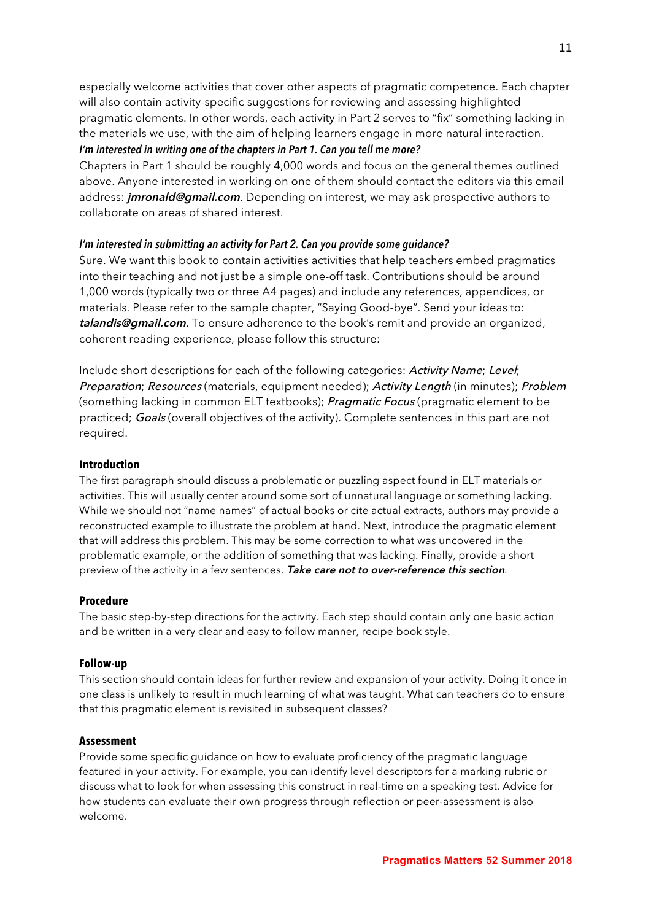especially welcome activities that cover other aspects of pragmatic competence. Each chapter will also contain activity-specific suggestions for reviewing and assessing highlighted pragmatic elements. In other words, each activity in Part 2 serves to "fix" something lacking in the materials we use, with the aim of helping learners engage in more natural interaction.

***I'm interested in writing one of the chapters in Part 1. Can you tell me more?***

Chapters in Part 1 should be roughly 4,000 words and focus on the general themes outlined above. Anyone interested in working on one of them should contact the editors via this email address: ***jmronald@gmail.com***. Depending on interest, we may ask prospective authors to collaborate on areas of shared interest.

***I'm interested in submitting an activity for Part 2. Can you provide some guidance?***

Sure. We want this book to contain activities activities that help teachers embed pragmatics into their teaching and not just be a simple one-off task. Contributions should be around 1,000 words (typically two or three A4 pages) and include any references, appendices, or materials. Please refer to the sample chapter, "Saying Good-bye". Send your ideas to: ***talandis@gmail.com***. To ensure adherence to the book's remit and provide an organized, coherent reading experience, please follow this structure:

Include short descriptions for each of the following categories: *Activity Name*; *Level*; *Preparation*; *Resources* (materials, equipment needed); *Activity Length* (in minutes); *Problem* (something lacking in common ELT textbooks); *Pragmatic Focus* (pragmatic element to be practiced; *Goals* (overall objectives of the activity). Complete sentences in this part are not required.

**Introduction**

The first paragraph should discuss a problematic or puzzling aspect found in ELT materials or activities. This will usually center around some sort of unnatural language or something lacking. While we should not "name names" of actual books or cite actual extracts, authors may provide a reconstructed example to illustrate the problem at hand. Next, introduce the pragmatic element that will address this problem. This may be some correction to what was uncovered in the problematic example, or the addition of something that was lacking. Finally, provide a short preview of the activity in a few sentences. ***Take care not to over-reference this section***.

**Procedure**

The basic step-by-step directions for the activity. Each step should contain only one basic action and be written in a very clear and easy to follow manner, recipe book style.

**Follow-up**

This section should contain ideas for further review and expansion of your activity. Doing it once in one class is unlikely to result in much learning of what was taught. What can teachers do to ensure that this pragmatic element is revisited in subsequent classes?

**Assessment**

Provide some specific guidance on how to evaluate proficiency of the pragmatic language featured in your activity. For example, you can identify level descriptors for a marking rubric or discuss what to look for when assessing this construct in real-time on a speaking test. Advice for how students can evaluate their own progress through reflection or peer-assessment is also welcome.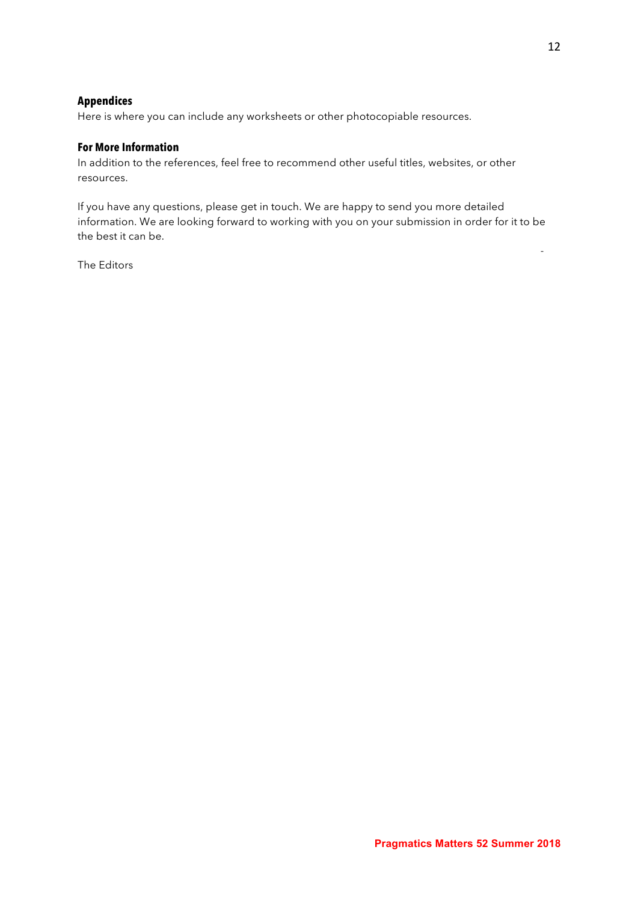## Appendices

Here is where you can include any worksheets or other photocopiable resources.

## For More Information

In addition to the references, feel free to recommend other useful titles, websites, or other resources.

If you have any questions, please get in touch. We are happy to send you more detailed information. We are looking forward to working with you on your submission in order for it to be the best it can be.

The Editors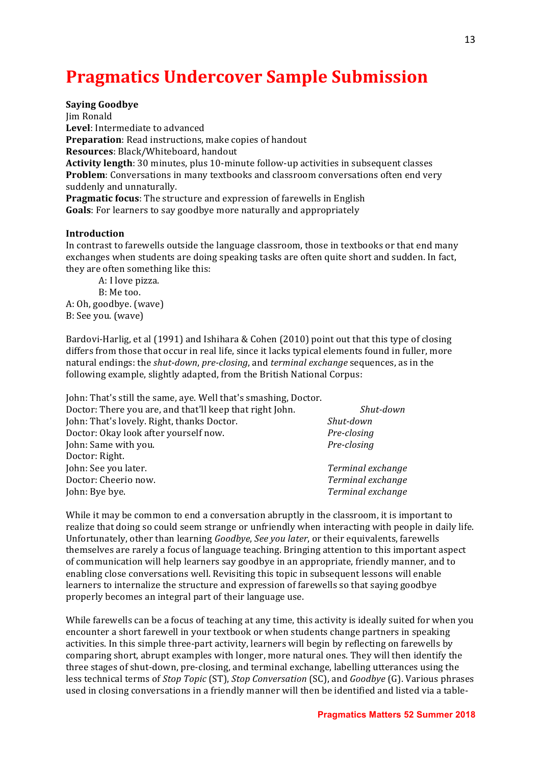# Pragmatics Undercover Sample Submission

**Saying Goodbye**
Jim Ronald
**Level**: Intermediate to advanced
**Preparation**: Read instructions, make copies of handout
**Resources**: Black/Whiteboard, handout
**Activity length**: 30 minutes, plus 10-minute follow-up activities in subsequent classes
**Problem**: Conversations in many textbooks and classroom conversations often end very suddenly and unnaturally.
**Pragmatic focus**: The structure and expression of farewells in English
**Goals**: For learners to say goodbye more naturally and appropriately

**Introduction**

In contrast to farewells outside the language classroom, those in textbooks or that end many exchanges when students are doing speaking tasks are often quite short and sudden. In fact, they are often something like this:

> A: I love pizza.
> B: Me too.

A: Oh, goodbye. (wave)
B: See you. (wave)

Bardovi-Harlig, et al (1991) and Ishihara & Cohen (2010) point out that this type of closing differs from those that occur in real life, since it lacks typical elements found in fuller, more natural endings: the *shut-down*, *pre-closing*, and *terminal exchange* sequences, as in the following example, slightly adapted, from the British National Corpus:

| | |
|---|---|
| John: That's still the same, aye. Well that's smashing, Doctor. | |
| Doctor: There you are, and that'll keep that right John. | *Shut-down* |
| John: That's lovely. Right, thanks Doctor. | *Shut-down* |
| Doctor: Okay look after yourself now. | *Pre-closing* |
| John: Same with you. | *Pre-closing* |
| Doctor: Right. | |
| John: See you later. | *Terminal exchange* |
| Doctor: Cheerio now. | *Terminal exchange* |
| John: Bye bye. | *Terminal exchange* |

While it may be common to end a conversation abruptly in the classroom, it is important to realize that doing so could seem strange or unfriendly when interacting with people in daily life. Unfortunately, other than learning *Goodbye*, *See you later*, or their equivalents, farewells themselves are rarely a focus of language teaching. Bringing attention to this important aspect of communication will help learners say goodbye in an appropriate, friendly manner, and to enabling close conversations well. Revisiting this topic in subsequent lessons will enable learners to internalize the structure and expression of farewells so that saying goodbye properly becomes an integral part of their language use.

While farewells can be a focus of teaching at any time, this activity is ideally suited for when you encounter a short farewell in your textbook or when students change partners in speaking activities. In this simple three-part activity, learners will begin by reflecting on farewells by comparing short, abrupt examples with longer, more natural ones. They will then identify the three stages of shut-down, pre-closing, and terminal exchange, labelling utterances using the less technical terms of *Stop Topic* (ST), *Stop Conversation* (SC), and *Goodbye* (G). Various phrases used in closing conversations in a friendly manner will then be identified and listed via a table-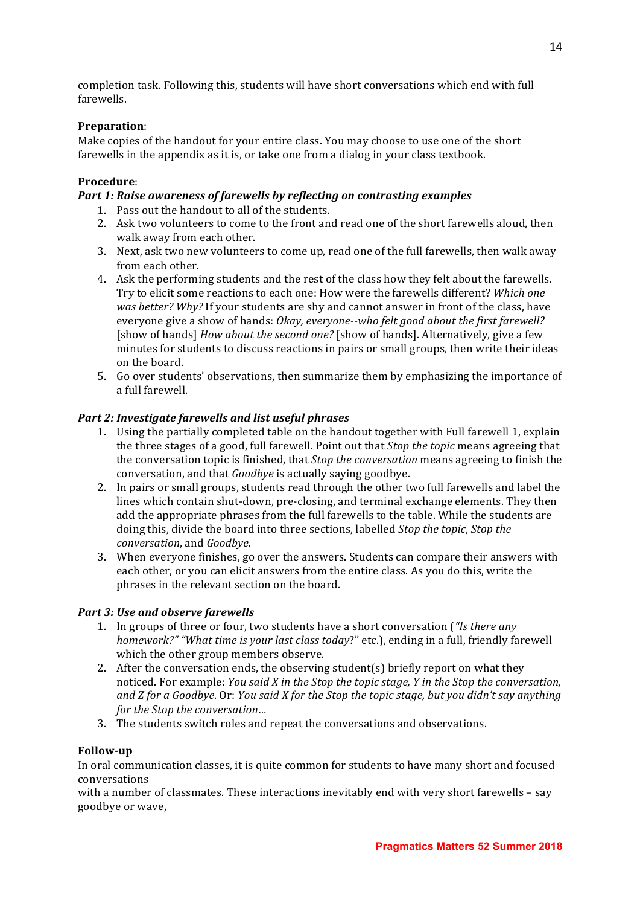completion task. Following this, students will have short conversations which end with full farewells.

**Preparation**:
Make copies of the handout for your entire class. You may choose to use one of the short farewells in the appendix as it is, or take one from a dialog in your class textbook.

**Procedure**:

***Part 1: Raise awareness of farewells by reflecting on contrasting examples***

1. Pass out the handout to all of the students.
2. Ask two volunteers to come to the front and read one of the short farewells aloud, then walk away from each other.
3. Next, ask two new volunteers to come up, read one of the full farewells, then walk away from each other.
4. Ask the performing students and the rest of the class how they felt about the farewells. Try to elicit some reactions to each one: How were the farewells different? *Which one was better? Why?* If your students are shy and cannot answer in front of the class, have everyone give a show of hands: *Okay, everyone--who felt good about the first farewell?* [show of hands] *How about the second one?* [show of hands]. Alternatively, give a few minutes for students to discuss reactions in pairs or small groups, then write their ideas on the board.
5. Go over students' observations, then summarize them by emphasizing the importance of a full farewell.

***Part 2: Investigate farewells and list useful phrases***

1. Using the partially completed table on the handout together with Full farewell 1, explain the three stages of a good, full farewell. Point out that *Stop the topic* means agreeing that the conversation topic is finished, that *Stop the conversation* means agreeing to finish the conversation, and that *Goodbye* is actually saying goodbye.
2. In pairs or small groups, students read through the other two full farewells and label the lines which contain shut-down, pre-closing, and terminal exchange elements. They then add the appropriate phrases from the full farewells to the table. While the students are doing this, divide the board into three sections, labelled *Stop the topic*, *Stop the conversation*, and *Goodbye.*
3. When everyone finishes, go over the answers. Students can compare their answers with each other, or you can elicit answers from the entire class. As you do this, write the phrases in the relevant section on the board.

***Part 3: Use and observe farewells***

1. In groups of three or four, two students have a short conversation (*"Is there any homework?" "What time is your last class today*?" etc.), ending in a full, friendly farewell which the other group members observe.
2. After the conversation ends, the observing student(s) briefly report on what they noticed. For example: *You said X in the Stop the topic stage, Y in the Stop the conversation, and Z for a Goodbye*. Or: *You said X for the Stop the topic stage, but you didn't say anything for the Stop the conversation…*
3. The students switch roles and repeat the conversations and observations.

**Follow-up**
In oral communication classes, it is quite common for students to have many short and focused conversations
with a number of classmates. These interactions inevitably end with very short farewells – say goodbye or wave,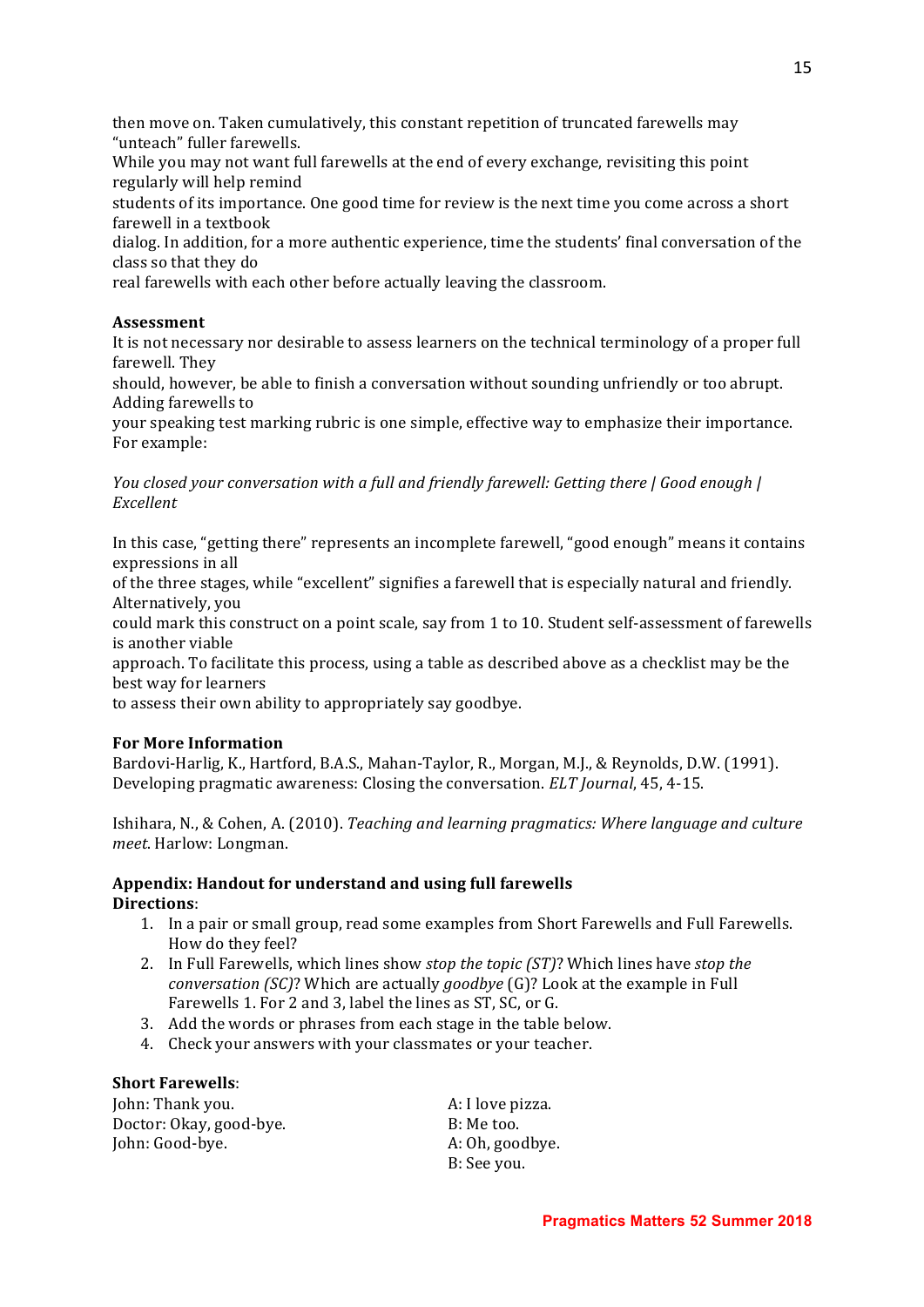then move on. Taken cumulatively, this constant repetition of truncated farewells may "unteach" fuller farewells.

While you may not want full farewells at the end of every exchange, revisiting this point regularly will help remind students of its importance. One good time for review is the next time you come across a short farewell in a textbook dialog. In addition, for a more authentic experience, time the students' final conversation of the class so that they do real farewells with each other before actually leaving the classroom.

**Assessment**

It is not necessary nor desirable to assess learners on the technical terminology of a proper full farewell. They should, however, be able to finish a conversation without sounding unfriendly or too abrupt. Adding farewells to your speaking test marking rubric is one simple, effective way to emphasize their importance. For example:

*You closed your conversation with a full and friendly farewell: Getting there | Good enough | Excellent*

In this case, "getting there" represents an incomplete farewell, "good enough" means it contains expressions in all of the three stages, while "excellent" signifies a farewell that is especially natural and friendly. Alternatively, you could mark this construct on a point scale, say from 1 to 10. Student self-assessment of farewells is another viable approach. To facilitate this process, using a table as described above as a checklist may be the best way for learners to assess their own ability to appropriately say goodbye.

**For More Information**

Bardovi-Harlig, K., Hartford, B.A.S., Mahan-Taylor, R., Morgan, M.J., & Reynolds, D.W. (1991). Developing pragmatic awareness: Closing the conversation. *ELT Journal*, 45, 4-15.

Ishihara, N., & Cohen, A. (2010). *Teaching and learning pragmatics: Where language and culture meet.* Harlow: Longman.

**Appendix: Handout for understand and using full farewells**

**Directions**:

1. In a pair or small group, read some examples from Short Farewells and Full Farewells. How do they feel?
2. In Full Farewells, which lines show *stop the topic (ST)*? Which lines have *stop the conversation (SC)*? Which are actually *goodbye* (G)? Look at the example in Full Farewells 1. For 2 and 3, label the lines as ST, SC, or G.
3. Add the words or phrases from each stage in the table below.
4. Check your answers with your classmates or your teacher.

**Short Farewells**:

John: Thank you.
Doctor: Okay, good-bye.
John: Good-bye.

A: I love pizza.
B: Me too.
A: Oh, goodbye.
B: See you.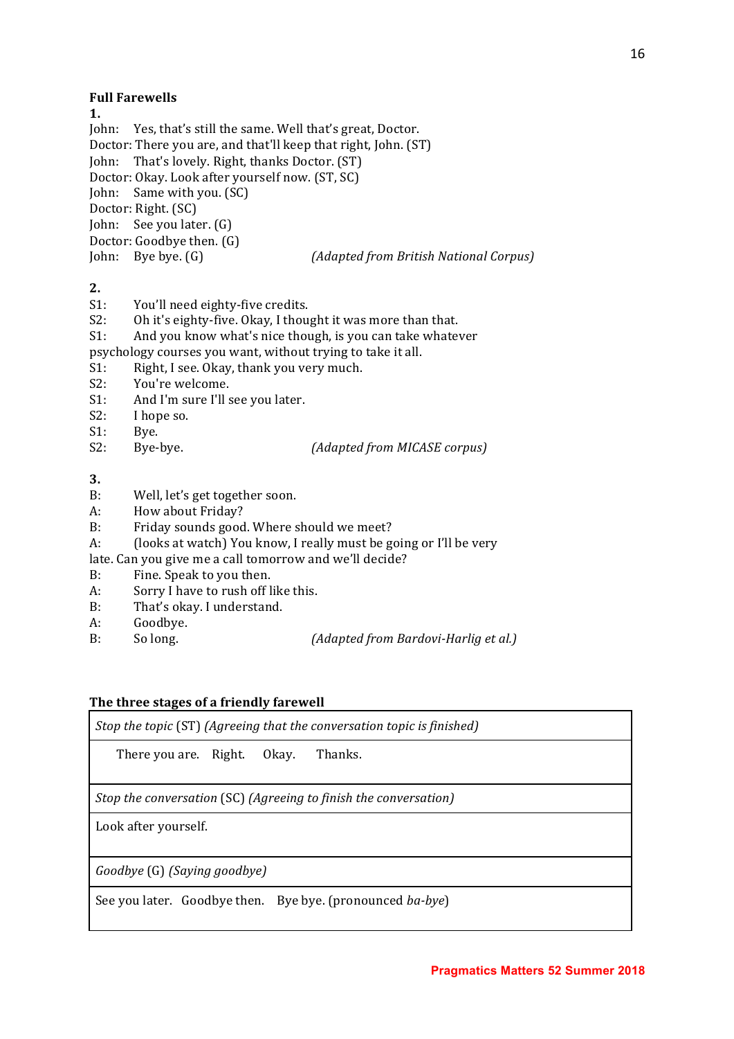**Full Farewells**

**1.**

John: Yes, that's still the same. Well that's great, Doctor.
Doctor: There you are, and that'll keep that right, John. (ST)
John: That's lovely. Right, thanks Doctor. (ST)
Doctor: Okay. Look after yourself now. (ST, SC)
John: Same with you. (SC)
Doctor: Right. (SC)
John: See you later. (G)
Doctor: Goodbye then. (G)
John: Bye bye. (G) *(Adapted from British National Corpus)*

**2.**

S1: You'll need eighty-five credits.
S2: Oh it's eighty-five. Okay, I thought it was more than that.
S1: And you know what's nice though, is you can take whatever psychology courses you want, without trying to take it all.
S1: Right, I see. Okay, thank you very much.
S2: You're welcome.
S1: And I'm sure I'll see you later.
S2: I hope so.
S1: Bye.
S2: Bye-bye. *(Adapted from MICASE corpus)*

**3.**

B: Well, let's get together soon.
A: How about Friday?
B: Friday sounds good. Where should we meet?
A: (looks at watch) You know, I really must be going or I'll be very late. Can you give me a call tomorrow and we'll decide?
B: Fine. Speak to you then.
A: Sorry I have to rush off like this.
B: That's okay. I understand.
A: Goodbye.
B: So long. *(Adapted from Bardovi-Harlig et al.)*

**The three stages of a friendly farewell**

| *Stop the topic* (ST) *(Agreeing that the conversation topic is finished)* |
|---|
| There you are. Right. Okay. Thanks. |
| *Stop the conversation* (SC) *(Agreeing to finish the conversation)* |
| Look after yourself. |
| *Goodbye* (G) *(Saying goodbye)* |
| See you later. Goodbye then. Bye bye. (pronounced *ba-bye*) |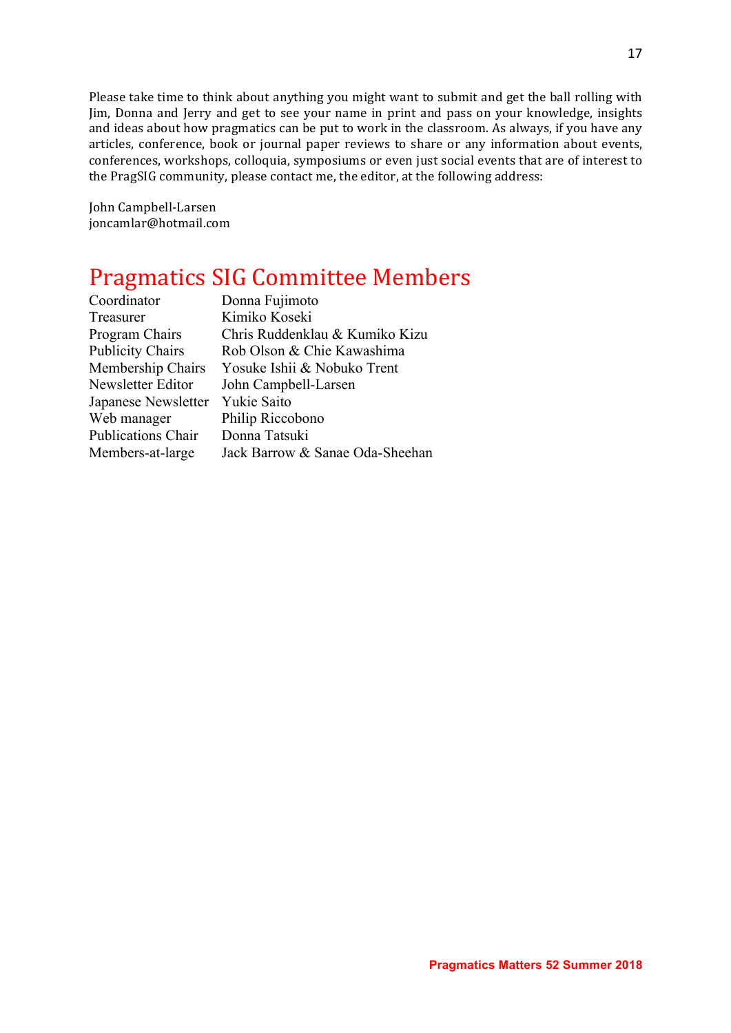Please take time to think about anything you might want to submit and get the ball rolling with Jim, Donna and Jerry and get to see your name in print and pass on your knowledge, insights and ideas about how pragmatics can be put to work in the classroom. As always, if you have any articles, conference, book or journal paper reviews to share or any information about events, conferences, workshops, colloquia, symposiums or even just social events that are of interest to the PragSIG community, please contact me, the editor, at the following address:

John Campbell-Larsen
joncamlar@hotmail.com

# Pragmatics SIG Committee Members

| | |
|---|---|
| Coordinator | Donna Fujimoto |
| Treasurer | Kimiko Koseki |
| Program Chairs | Chris Ruddenklau & Kumiko Kizu |
| Publicity Chairs | Rob Olson & Chie Kawashima |
| Membership Chairs | Yosuke Ishii & Nobuko Trent |
| Newsletter Editor | John Campbell-Larsen |
| Japanese Newsletter | Yukie Saito |
| Web manager | Philip Riccobono |
| Publications Chair | Donna Tatsuki |
| Members-at-large | Jack Barrow & Sanae Oda-Sheehan |